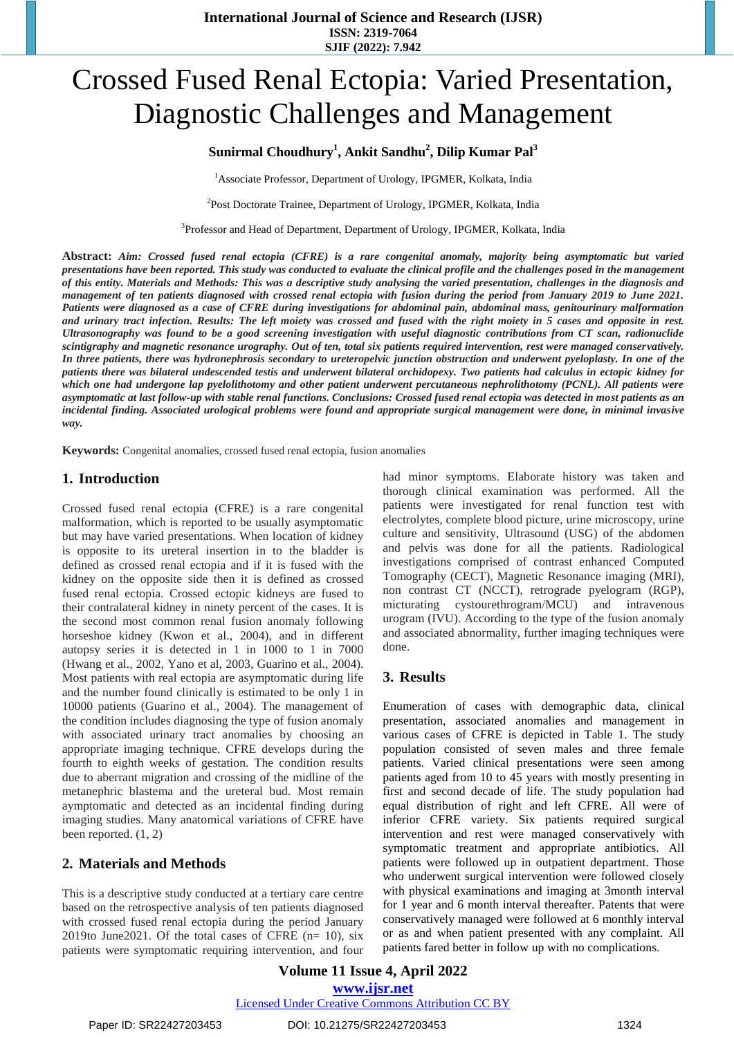# Crossed Fused Renal Ectopia: Varied Presentation, Diagnostic Challenges and Management

**Sunirmal Choudhury[1], Ankit Sandhu[2], Dilip Kumar Pal[3]**

[1]Associate Professor, Department of Urology, IPGMER, Kolkata, India

[2]Post Doctorate Trainee, Department of Urology, IPGMER, Kolkata, India

[3]Professor and Head of Department, Department of Urology, IPGMER, Kolkata, India

**Abstract:** ***Aim:** Crossed fused renal ectopia (CFRE) is a rare congenital anomaly, majority being asymptomatic but varied presentations have been reported. This study was conducted to evaluate the clinical profile and the challenges posed in the management of this entity. **Materials and Methods:** This was a descriptive study analysing the varied presentation, challenges in the diagnosis and management of ten patients diagnosed with crossed renal ectopia with fusion during the period from January 2019 to June 2021. Patients were diagnosed as a case of CFRE during investigations for abdominal pain, abdominal mass, genitourinary malformation and urinary tract infection. **Results:** The left moiety was crossed and fused with the right moiety in 5 cases and opposite in rest. Ultrasonography was found to be a good screening investigation with useful diagnostic contributions from CT scan, radionuclide scintigraphy and magnetic resonance urography. Out of ten, total six patients required intervention, rest were managed conservatively. In three patients, there was hydronephrosis secondary to ureteropelvic junction obstruction and underwent pyeloplasty. In one of the patients there was bilateral undescended testis and underwent bilateral orchidopexy. Two patients had calculus in ectopic kidney for which one had undergone lap pyelolithotomy and other patient underwent percutaneous nephrolithotomy (PCNL). All patients were asymptomatic at last follow-up with stable renal functions. **Conclusions:** Crossed fused renal ectopia was detected in most patients as an incidental finding. Associated urological problems were found and appropriate surgical management were done, in minimal invasive way.*

**Keywords:** Congenital anomalies, crossed fused renal ectopia, fusion anomalies

## 1. Introduction

Crossed fused renal ectopia (CFRE) is a rare congenital malformation, which is reported to be usually asymptomatic but may have varied presentations. When location of kidney is opposite to its ureteral insertion in to the bladder is defined as crossed renal ectopia and if it is fused with the kidney on the opposite side then it is defined as crossed fused renal ectopia. Crossed ectopic kidneys are fused to their contralateral kidney in ninety percent of the cases. It is the second most common renal fusion anomaly following horseshoe kidney (Kwon et al., 2004), and in different autopsy series it is detected in 1 in 1000 to 1 in 7000 (Hwang et al., 2002, Yano et al, 2003, Guarino et al., 2004). Most patients with real ectopia are asymptomatic during life and the number found clinically is estimated to be only 1 in 10000 patients (Guarino et al., 2004). The management of the condition includes diagnosing the type of fusion anomaly with associated urinary tract anomalies by choosing an appropriate imaging technique. CFRE develops during the fourth to eighth weeks of gestation. The condition results due to aberrant migration and crossing of the midline of the metanephric blastema and the ureteral bud. Most remain aymptomatic and detected as an incidental finding during imaging studies. Many anatomical variations of CFRE have been reported. (1, 2)

## 2. Materials and Methods

This is a descriptive study conducted at a tertiary care centre based on the retrospective analysis of ten patients diagnosed with crossed fused renal ectopia during the period January 2019to June2021. Of the total cases of CFRE (n= 10), six patients were symptomatic requiring intervention, and four had minor symptoms. Elaborate history was taken and thorough clinical examination was performed. All the patients were investigated for renal function test with electrolytes, complete blood picture, urine microscopy, urine culture and sensitivity, Ultrasound (USG) of the abdomen and pelvis was done for all the patients. Radiological investigations comprised of contrast enhanced Computed Tomography (CECT), Magnetic Resonance imaging (MRI), non contrast CT (NCCT), retrograde pyelogram (RGP), micturating cystourethrogram/MCU) and intravenous urogram (IVU). According to the type of the fusion anomaly and associated abnormality, further imaging techniques were done.

## 3. Results

Enumeration of cases with demographic data, clinical presentation, associated anomalies and management in various cases of CFRE is depicted in Table 1. The study population consisted of seven males and three female patients. Varied clinical presentations were seen among patients aged from 10 to 45 years with mostly presenting in first and second decade of life. The study population had equal distribution of right and left CFRE. All were of inferior CFRE variety. Six patients required surgical intervention and rest were managed conservatively with symptomatic treatment and appropriate antibiotics. All patients were followed up in outpatient department. Those who underwent surgical intervention were followed closely with physical examinations and imaging at 3month interval for 1 year and 6 month interval thereafter. Patents that were conservatively managed were followed at 6 monthly interval or as and when patient presented with any complaint. All patients fared better in follow up with no complications.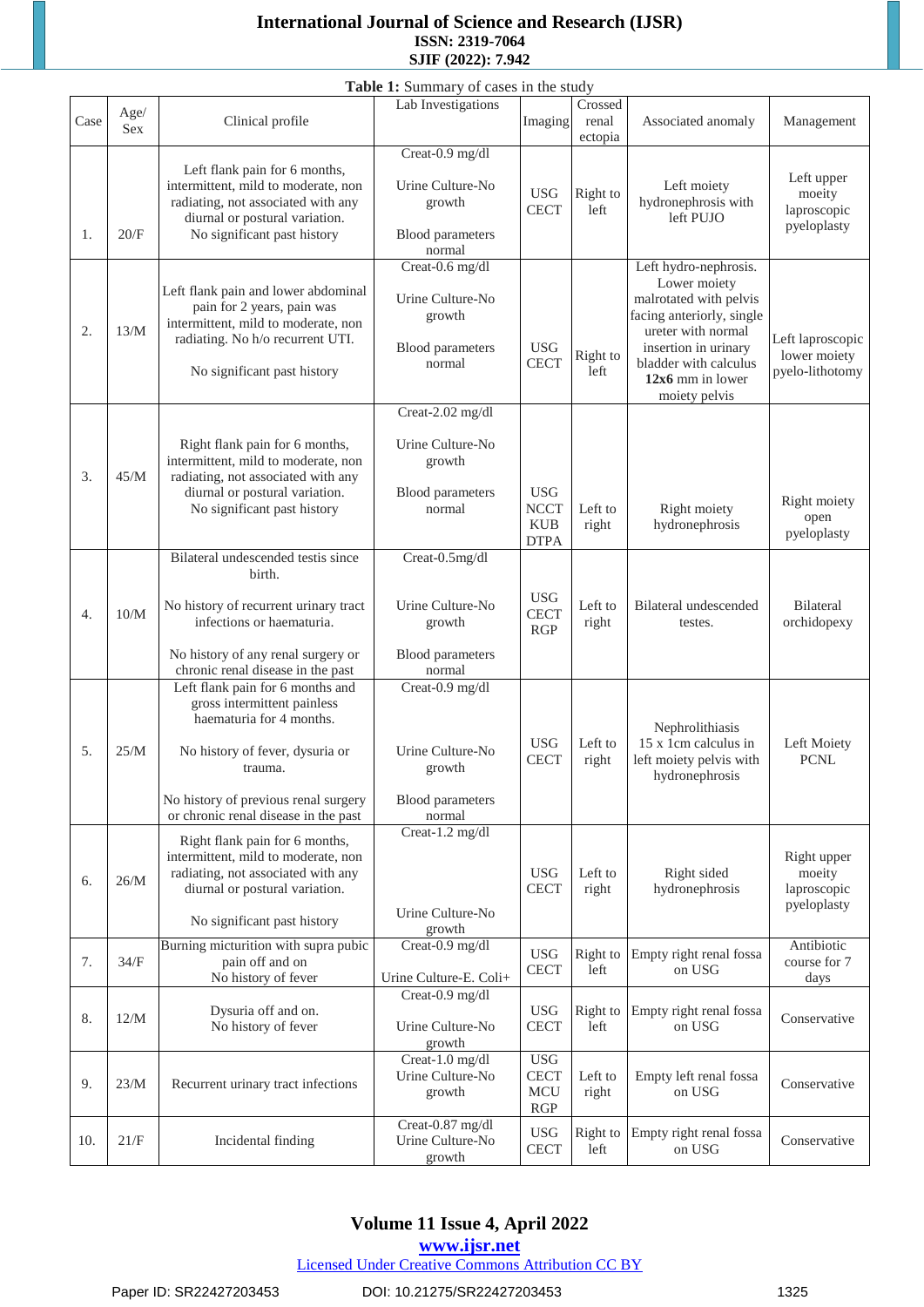**Table 1:** Summary of cases in the study

| Case | Age/Sex | Clinical profile | Lab Investigations | Imaging | Crossed renal ectopia | Associated anomaly | Management |
|---|---|---|---|---|---|---|---|
| 1. | 20/F | Left flank pain for 6 months, intermittent, mild to moderate, non radiating, not associated with any diurnal or postural variation. No significant past history | Creat-0.9 mg/dl Urine Culture-No growth Blood parameters normal | USG CECT | Right to left | Left moiety hydronephrosis with left PUJO | Left upper moiety laproscopic pyeloplasty |
| 2. | 13/M | Left flank pain and lower abdominal pain for 2 years, pain was intermittent, mild to moderate, non radiating. No h/o recurrent UTI. No significant past history | Creat-0.6 mg/dl Urine Culture-No growth Blood parameters normal | USG CECT | Right to left | Left hydro-nephrosis. Lower moiety malrotated with pelvis facing anteriorly, single ureter with normal insertion in urinary bladder with calculus **12x6** mm in lower moiety pelvis | Left laproscopic lower moiety pyelo-lithotomy |
| 3. | 45/M | Right flank pain for 6 months, intermittent, mild to moderate, non radiating, not associated with any diurnal or postural variation. No significant past history | Creat-2.02 mg/dl Urine Culture-No growth Blood parameters normal | USG NCCT KUB DTPA | Left to right | Right moiety hydronephrosis | Right moiety open pyeloplasty |
| 4. | 10/M | Bilateral undescended testis since birth. No history of recurrent urinary tract infections or haematuria. No history of any renal surgery or chronic renal disease in the past | Creat-0.5mg/dl Urine Culture-No growth Blood parameters normal | USG CECT RGP | Left to right | Bilateral undescended testes. | Bilateral orchidopexy |
| 5. | 25/M | Left flank pain for 6 months and gross intermittent painless haematuria for 4 months. No history of fever, dysuria or trauma. No history of previous renal surgery or chronic renal disease in the past | Creat-0.9 mg/dl Urine Culture-No growth Blood parameters normal | USG CECT | Left to right | Nephrolithiasis 15 x 1cm calculus in left moiety pelvis with hydronephrosis | Left Moiety PCNL |
| 6. | 26/M | Right flank pain for 6 months, intermittent, mild to moderate, non radiating, not associated with any diurnal or postural variation. No significant past history | Creat-1.2 mg/dl Urine Culture-No growth | USG CECT | Left to right | Right sided hydronephrosis | Right upper moiety laproscopic pyeloplasty |
| 7. | 34/F | Burning micturition with supra pubic pain off and on No history of fever | Creat-0.9 mg/dl Urine Culture-E. Coli+ | USG CECT | Right to left | Empty right renal fossa on USG | Antibiotic course for 7 days |
| 8. | 12/M | Dysuria off and on. No history of fever | Creat-0.9 mg/dl Urine Culture-No growth | USG CECT | Right to left | Empty right renal fossa on USG | Conservative |
| 9. | 23/M | Recurrent urinary tract infections | Creat-1.0 mg/dl Urine Culture-No growth | USG CECT MCU RGP | Left to right | Empty left renal fossa on USG | Conservative |
| 10. | 21/F | Incidental finding | Creat-0.87 mg/dl Urine Culture-No growth | USG CECT | Right to left | Empty right renal fossa on USG | Conservative |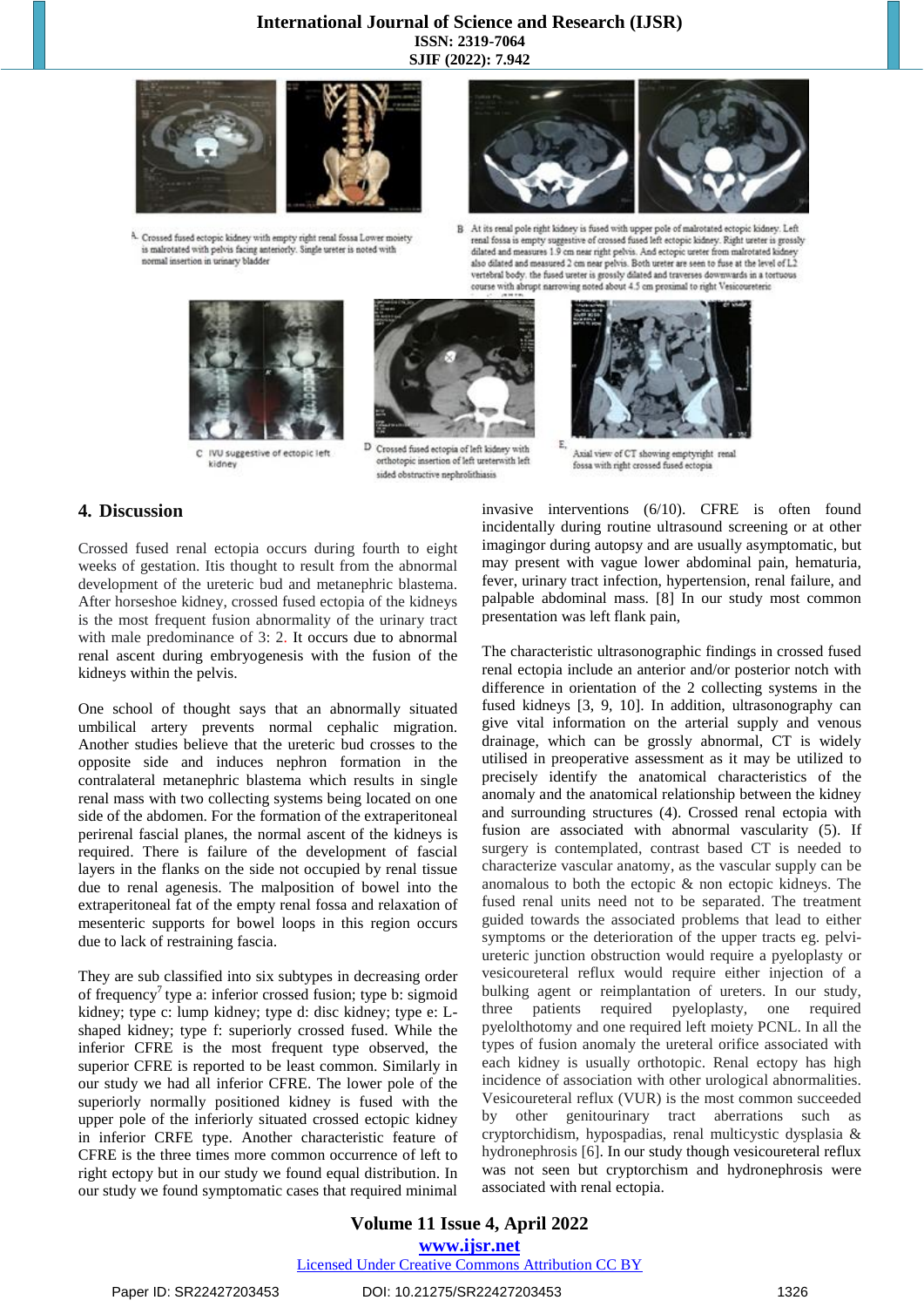A. Crossed fused ectopic kidney with empty right renal fossa Lower moiety is malrotated with pelvis facing anteriorly. Single ureter is noted with normal insertion in urinary bladder

B. At its renal pole right kidney is fused with upper pole of malrotated ectopic kidney. Left renal fossa is empty suggestive of crossed fused left ectopic kidney. Right ureter is grossly dilated and measures 1.9 cm near right pelvis. And ectopic ureter from malrotated kidney also dilated and measured 2 cm near pelvis. Both ureter are seen to fuse at the level of L2 vertebral body. the fused ureter is grossly dilated and traverses downwards in a tortuous course with abrupt narrowing noted about 4.5 cm proximal to right Vesicoureteric

C. IVU suggestive of ectopic left kidney

D. Crossed fused ectopia of left kidney with orthotopic insertion of left ureterwith left sided obstructive nephrolithiasis

E. Axial view of CT showing emptyright renal fossa with right crossed fused ectopia

## 4. Discussion

Crossed fused renal ectopia occurs during fourth to eight weeks of gestation. Itis thought to result from the abnormal development of the ureteric bud and metanephric blastema. After horseshoe kidney, crossed fused ectopia of the kidneys is the most frequent fusion abnormality of the urinary tract with male predominance of 3: 2. It occurs due to abnormal renal ascent during embryogenesis with the fusion of the kidneys within the pelvis.

One school of thought says that an abnormally situated umbilical artery prevents normal cephalic migration. Another studies believe that the ureteric bud crosses to the opposite side and induces nephron formation in the contralateral metanephric blastema which results in single renal mass with two collecting systems being located on one side of the abdomen. For the formation of the extraperitoneal perirenal fascial planes, the normal ascent of the kidneys is required. There is failure of the development of fascial layers in the flanks on the side not occupied by renal tissue due to renal agenesis. The malposition of bowel into the extraperitoneal fat of the empty renal fossa and relaxation of mesenteric supports for bowel loops in this region occurs due to lack of restraining fascia.

They are sub classified into six subtypes in decreasing order of frequency[7] type a: inferior crossed fusion; type b: sigmoid kidney; type c: lump kidney; type d: disc kidney; type e: L-shaped kidney; type f: superiorly crossed fused. While the inferior CFRE is the most frequent type observed, the superior CFRE is reported to be least common. Similarly in our study we had all inferior CFRE. The lower pole of the superiorly normally positioned kidney is fused with the upper pole of the inferiorly situated crossed ectopic kidney in inferior CRFE type. Another characteristic feature of CFRE is the three times more common occurrence of left to right ectopy but in our study we found equal distribution. In our study we found symptomatic cases that required minimal invasive interventions (6/10). CFRE is often found incidentally during routine ultrasound screening or at other imagingor during autopsy and are usually asymptomatic, but may present with vague lower abdominal pain, hematuria, fever, urinary tract infection, hypertension, renal failure, and palpable abdominal mass. [8] In our study most common presentation was left flank pain,

The characteristic ultrasonographic findings in crossed fused renal ectopia include an anterior and/or posterior notch with difference in orientation of the 2 collecting systems in the fused kidneys [3, 9, 10]. In addition, ultrasonography can give vital information on the arterial supply and venous drainage, which can be grossly abnormal, CT is widely utilised in preoperative assessment as it may be utilized to precisely identify the anatomical characteristics of the anomaly and the anatomical relationship between the kidney and surrounding structures (4). Crossed renal ectopia with fusion are associated with abnormal vascularity (5). If surgery is contemplated, contrast based CT is needed to characterize vascular anatomy, as the vascular supply can be anomalous to both the ectopic & non ectopic kidneys. The fused renal units need not to be separated. The treatment guided towards the associated problems that lead to either symptoms or the deterioration of the upper tracts eg. pelvi-ureteric junction obstruction would require a pyeloplasty or vesicoureteral reflux would require either injection of a bulking agent or reimplantation of ureters. In our study, three patients required pyeloplasty, one required pyelolthotomy and one required left moiety PCNL. In all the types of fusion anomaly the ureteral orifice associated with each kidney is usually orthotopic. Renal ectopy has high incidence of association with other urological abnormalities. Vesicoureteral reflux (VUR) is the most common succeeded by other genitourinary tract aberrations such as cryptorchidism, hypospadias, renal multicystic dysplasia & hydronephrosis [6]. In our study though vesicoureteral reflux was not seen but cryptorchism and hydronephrosis were associated with renal ectopia.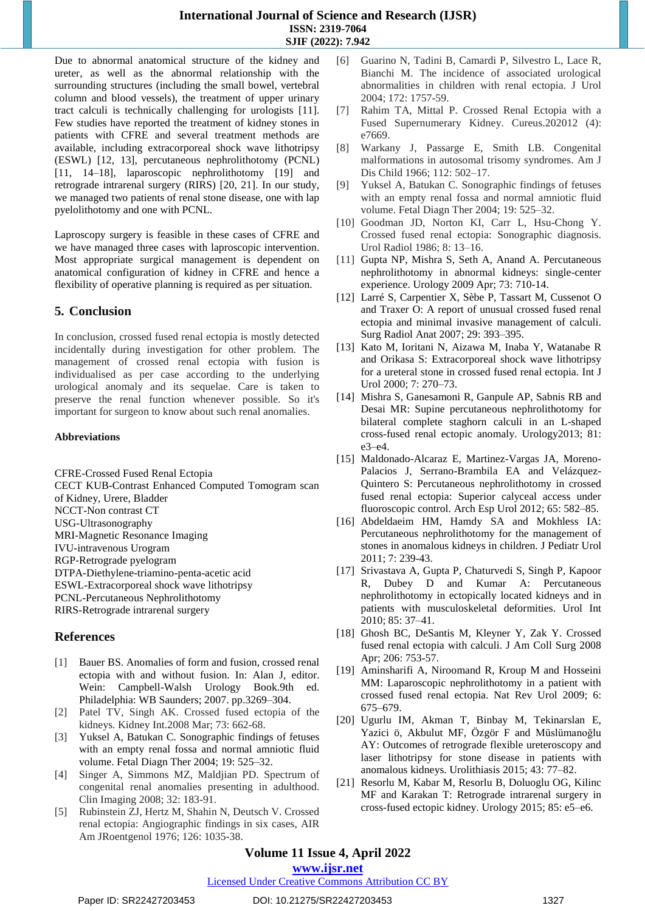Due to abnormal anatomical structure of the kidney and ureter, as well as the abnormal relationship with the surrounding structures (including the small bowel, vertebral column and blood vessels), the treatment of upper urinary tract calculi is technically challenging for urologists [11]. Few studies have reported the treatment of kidney stones in patients with CFRE and several treatment methods are available, including extracorporeal shock wave lithotripsy (ESWL) [12, 13], percutaneous nephrolithotomy (PCNL) [11, 14–18], laparoscopic nephrolithotomy [19] and retrograde intrarenal surgery (RIRS) [20, 21]. In our study, we managed two patients of renal stone disease, one with lap pyelolithotomy and one with PCNL.

Laproscopy surgery is feasible in these cases of CFRE and we have managed three cases with laproscopic intervention. Most appropriate surgical management is dependent on anatomical configuration of kidney in CFRE and hence a flexibility of operative planning is required as per situation.

## 5. Conclusion

In conclusion, crossed fused renal ectopia is mostly detected incidentally during investigation for other problem. The management of crossed renal ectopia with fusion is individualised as per case according to the underlying urological anomaly and its sequelae. Care is taken to preserve the renal function whenever possible. So it's important for surgeon to know about such renal anomalies.

#### Abbreviations

CFRE-Crossed Fused Renal Ectopia
CECT KUB-Contrast Enhanced Computed Tomogram scan of Kidney, Urere, Bladder
NCCT-Non contrast CT
USG-Ultrasonography
MRI-Magnetic Resonance Imaging
IVU-intravenous Urogram
RGP-Retrograde pyelogram
DTPA-Diethylene-triamino-penta-acetic acid
ESWL-Extracorporeal shock wave lithotripsy
PCNL-Percutaneous Nephrolithotomy
RIRS-Retrograde intrarenal surgery

## References

[1] Bauer BS. Anomalies of form and fusion, crossed renal ectopia with and without fusion. In: Alan J, editor. Wein: Campbell-Walsh Urology Book.9th ed. Philadelphia: WB Saunders; 2007. pp.3269–304.

[2] Patel TV, Singh AK. Crossed fused ectopia of the kidneys. Kidney Int.2008 Mar; 73: 662-68.

[3] Yuksel A, Batukan C. Sonographic findings of fetuses with an empty renal fossa and normal amniotic fluid volume. Fetal Diagn Ther 2004; 19: 525–32.

[4] Singer A, Simmons MZ, Maldjian PD. Spectrum of congenital renal anomalies presenting in adulthood. Clin Imaging 2008; 32: 183-91.

[5] Rubinstein ZJ, Hertz M, Shahin N, Deutsch V. Crossed renal ectopia: Angiographic findings in six cases, AIR Am JRoentgenol 1976; 126: 1035-38.

[6] Guarino N, Tadini B, Camardi P, Silvestro L, Lace R, Bianchi M. The incidence of associated urological abnormalities in children with renal ectopia. J Urol 2004; 172: 1757-59.

[7] Rahim TA, Mittal P. Crossed Renal Ectopia with a Fused Supernumerary Kidney. Cureus.202012 (4): e7669.

[8] Warkany J, Passarge E, Smith LB. Congenital malformations in autosomal trisomy syndromes. Am J Dis Child 1966; 112: 502–17.

[9] Yuksel A, Batukan C. Sonographic findings of fetuses with an empty renal fossa and normal amniotic fluid volume. Fetal Diagn Ther 2004; 19: 525–32.

[10] Goodman JD, Norton KI, Carr L, Hsu-Chong Y. Crossed fused renal ectopia: Sonographic diagnosis. Urol Radiol 1986; 8: 13–16.

[11] Gupta NP, Mishra S, Seth A, Anand A. Percutaneous nephrolithotomy in abnormal kidneys: single-center experience. Urology 2009 Apr; 73: 710-14.

[12] Larré S, Carpentier X, Sèbe P, Tassart M, Cussenot O and Traxer O: A report of unusual crossed fused renal ectopia and minimal invasive management of calculi. Surg Radiol Anat 2007; 29: 393–395.

[13] Kato M, Ioritani N, Aizawa M, Inaba Y, Watanabe R and Orikasa S: Extracorporeal shock wave lithotripsy for a ureteral stone in crossed fused renal ectopia. Int J Urol 2000; 7: 270–73.

[14] Mishra S, Ganesamoni R, Ganpule AP, Sabnis RB and Desai MR: Supine percutaneous nephrolithotomy for bilateral complete staghorn calculi in an L-shaped cross-fused renal ectopic anomaly. Urology2013; 81: e3–e4.

[15] Maldonado-Alcaraz E, Martinez-Vargas JA, Moreno-Palacios J, Serrano-Brambila EA and Velázquez-Quintero S: Percutaneous nephrolithotomy in crossed fused renal ectopia: Superior calyceal access under fluoroscopic control. Arch Esp Urol 2012; 65: 582–85.

[16] Abdeldaeim HM, Hamdy SA and Mokhless IA: Percutaneous nephrolithotomy for the management of stones in anomalous kidneys in children. J Pediatr Urol 2011; 7: 239-43.

[17] Srivastava A, Gupta P, Chaturvedi S, Singh P, Kapoor R, Dubey D and Kumar A: Percutaneous nephrolithotomy in ectopically located kidneys and in patients with musculoskeletal deformities. Urol Int 2010; 85: 37–41.

[18] Ghosh BC, DeSantis M, Kleyner Y, Zak Y. Crossed fused renal ectopia with calculi. J Am Coll Surg 2008 Apr; 206: 753-57.

[19] Aminsharifi A, Niroomand R, Kroup M and Hosseini MM: Laparoscopic nephrolithotomy in a patient with crossed fused renal ectopia. Nat Rev Urol 2009; 6: 675–679.

[20] Ugurlu IM, Akman T, Binbay M, Tekinarslan E, Yazici ö, Akbulut MF, Özgör F and Müslümanoğlu AY: Outcomes of retrograde flexible ureteroscopy and laser lithotripsy for stone disease in patients with anomalous kidneys. Urolithiasis 2015; 43: 77–82.

[21] Resorlu M, Kabar M, Resorlu B, Doluoglu OG, Kilinc MF and Karakan T: Retrograde intrarenal surgery in cross-fused ectopic kidney. Urology 2015; 85: e5–e6.